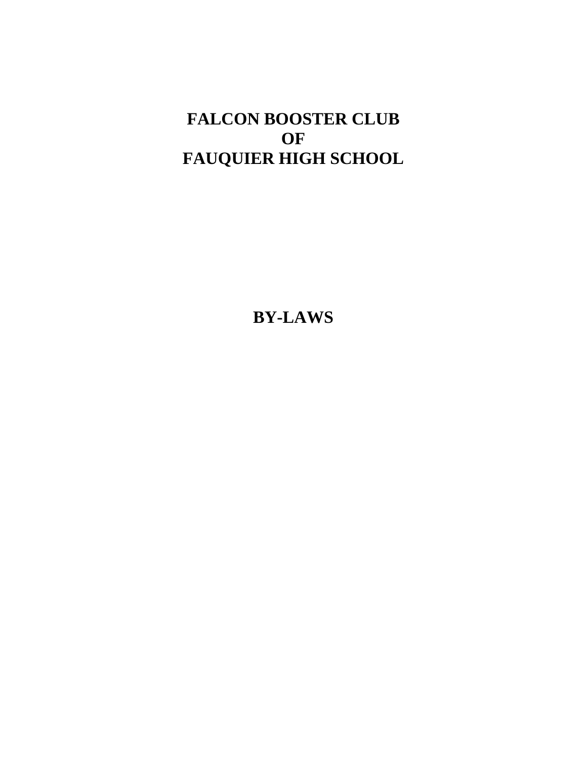# FALCON BOOSTER CLUB
# OF
# FAUQUIER HIGH SCHOOL

# BY-LAWS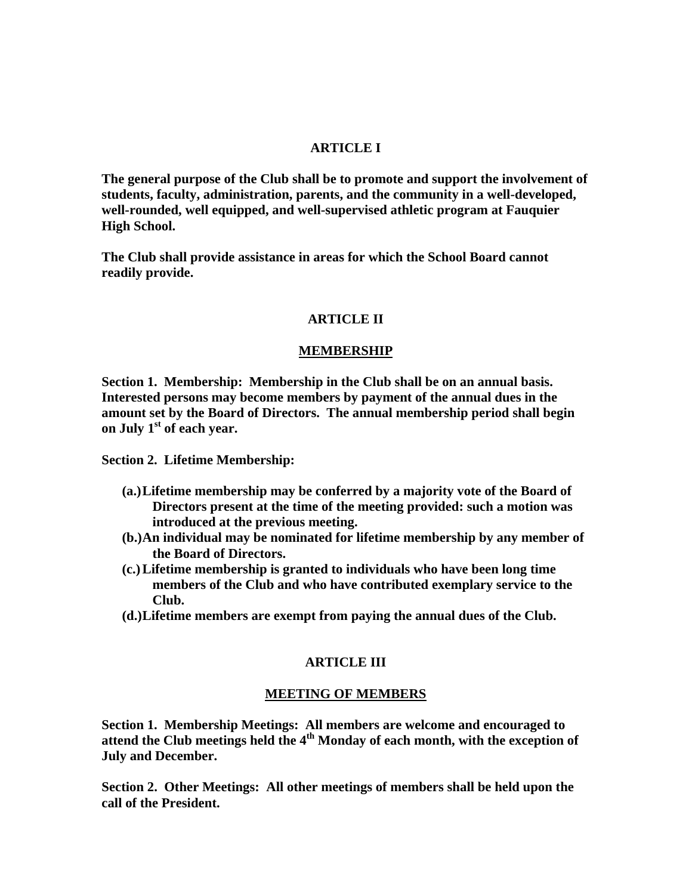## ARTICLE I

**The general purpose of the Club shall be to promote and support the involvement of students, faculty, administration, parents, and the community in a well-developed, well-rounded, well equipped, and well-supervised athletic program at Fauquier High School.**

**The Club shall provide assistance in areas for which the School Board cannot readily provide.**

## ARTICLE II

### MEMBERSHIP

**Section 1. Membership: Membership in the Club shall be on an annual basis. Interested persons may become members by payment of the annual dues in the amount set by the Board of Directors. The annual membership period shall begin on July 1st of each year.**

**Section 2. Lifetime Membership:**

- **(a.) Lifetime membership may be conferred by a majority vote of the Board of Directors present at the time of the meeting provided: such a motion was introduced at the previous meeting.**
- **(b.) An individual may be nominated for lifetime membership by any member of the Board of Directors.**
- **(c.) Lifetime membership is granted to individuals who have been long time members of the Club and who have contributed exemplary service to the Club.**
- **(d.) Lifetime members are exempt from paying the annual dues of the Club.**

## ARTICLE III

### MEETING OF MEMBERS

**Section 1. Membership Meetings: All members are welcome and encouraged to attend the Club meetings held the 4th Monday of each month, with the exception of July and December.**

**Section 2. Other Meetings: All other meetings of members shall be held upon the call of the President.**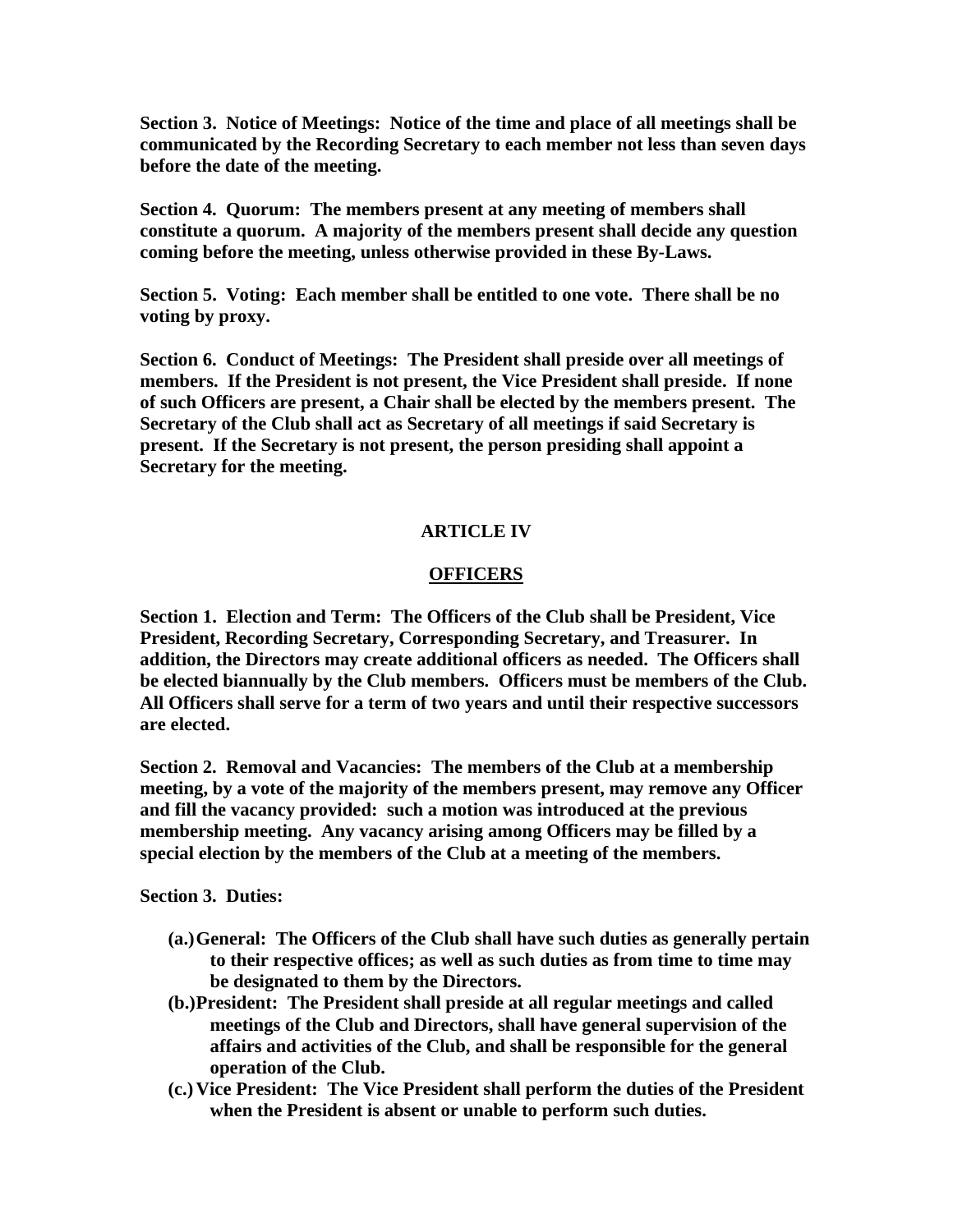**Section 3. Notice of Meetings: Notice of the time and place of all meetings shall be communicated by the Recording Secretary to each member not less than seven days before the date of the meeting.**

**Section 4. Quorum: The members present at any meeting of members shall constitute a quorum. A majority of the members present shall decide any question coming before the meeting, unless otherwise provided in these By-Laws.**

**Section 5. Voting: Each member shall be entitled to one vote. There shall be no voting by proxy.**

**Section 6. Conduct of Meetings: The President shall preside over all meetings of members. If the President is not present, the Vice President shall preside. If none of such Officers are present, a Chair shall be elected by the members present. The Secretary of the Club shall act as Secretary of all meetings if said Secretary is present. If the Secretary is not present, the person presiding shall appoint a Secretary for the meeting.**

## ARTICLE IV

## OFFICERS

**Section 1. Election and Term: The Officers of the Club shall be President, Vice President, Recording Secretary, Corresponding Secretary, and Treasurer. In addition, the Directors may create additional officers as needed. The Officers shall be elected biannually by the Club members. Officers must be members of the Club. All Officers shall serve for a term of two years and until their respective successors are elected.**

**Section 2. Removal and Vacancies: The members of the Club at a membership meeting, by a vote of the majority of the members present, may remove any Officer and fill the vacancy provided: such a motion was introduced at the previous membership meeting. Any vacancy arising among Officers may be filled by a special election by the members of the Club at a meeting of the members.**

**Section 3. Duties:**

- **(a.) General: The Officers of the Club shall have such duties as generally pertain to their respective offices; as well as such duties as from time to time may be designated to them by the Directors.**
- **(b.) President: The President shall preside at all regular meetings and called meetings of the Club and Directors, shall have general supervision of the affairs and activities of the Club, and shall be responsible for the general operation of the Club.**
- **(c.) Vice President: The Vice President shall perform the duties of the President when the President is absent or unable to perform such duties.**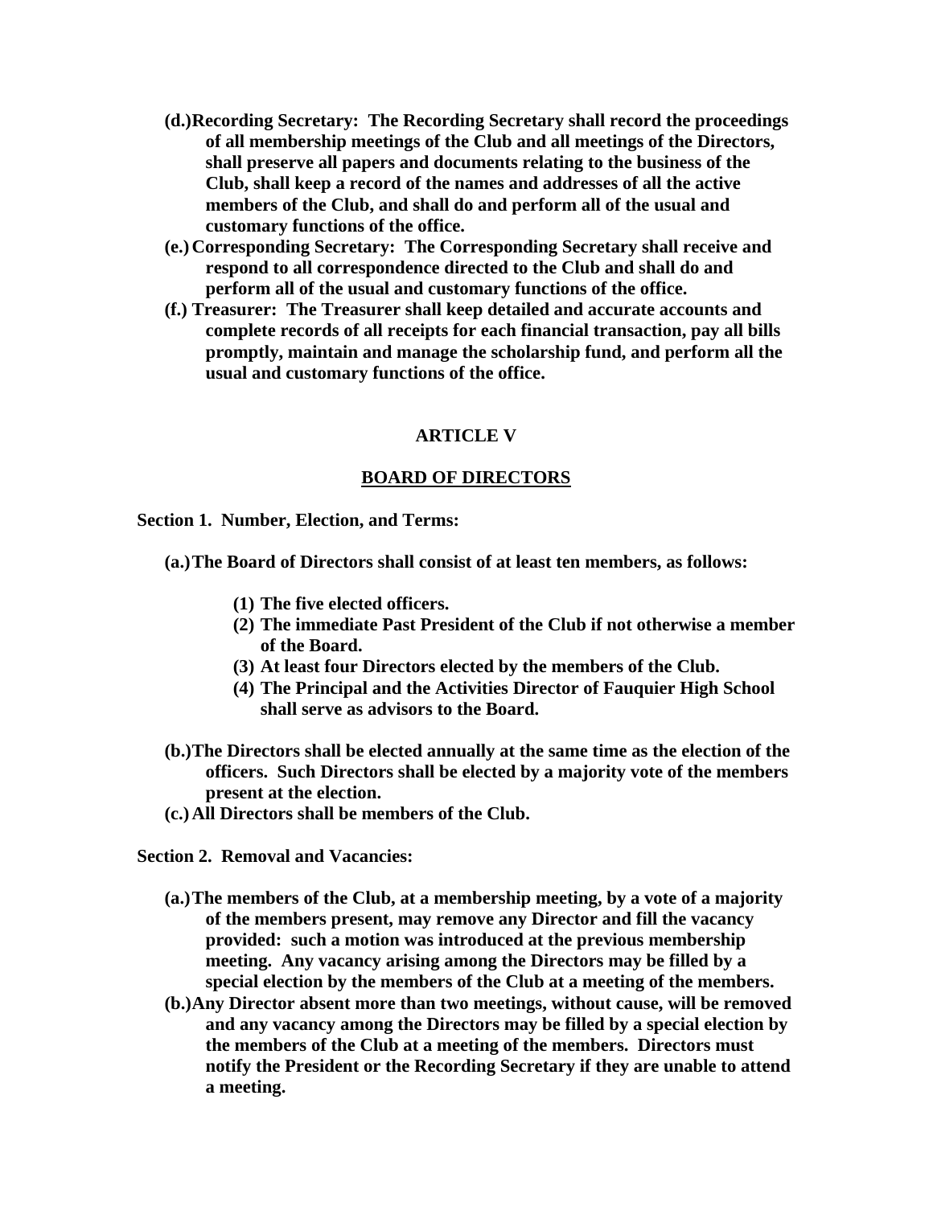**(d.) Recording Secretary: The Recording Secretary shall record the proceedings of all membership meetings of the Club and all meetings of the Directors, shall preserve all papers and documents relating to the business of the Club, shall keep a record of the names and addresses of all the active members of the Club, and shall do and perform all of the usual and customary functions of the office.**

**(e.) Corresponding Secretary: The Corresponding Secretary shall receive and respond to all correspondence directed to the Club and shall do and perform all of the usual and customary functions of the office.**

**(f.) Treasurer: The Treasurer shall keep detailed and accurate accounts and complete records of all receipts for each financial transaction, pay all bills promptly, maintain and manage the scholarship fund, and perform all the usual and customary functions of the office.**

## ARTICLE V

## BOARD OF DIRECTORS

**Section 1. Number, Election, and Terms:**

**(a.) The Board of Directors shall consist of at least ten members, as follows:**

- **(1) The five elected officers.**
- **(2) The immediate Past President of the Club if not otherwise a member of the Board.**
- **(3) At least four Directors elected by the members of the Club.**
- **(4) The Principal and the Activities Director of Fauquier High School shall serve as advisors to the Board.**

**(b.) The Directors shall be elected annually at the same time as the election of the officers. Such Directors shall be elected by a majority vote of the members present at the election.**

**(c.) All Directors shall be members of the Club.**

**Section 2. Removal and Vacancies:**

**(a.) The members of the Club, at a membership meeting, by a vote of a majority of the members present, may remove any Director and fill the vacancy provided: such a motion was introduced at the previous membership meeting. Any vacancy arising among the Directors may be filled by a special election by the members of the Club at a meeting of the members.**

**(b.) Any Director absent more than two meetings, without cause, will be removed and any vacancy among the Directors may be filled by a special election by the members of the Club at a meeting of the members. Directors must notify the President or the Recording Secretary if they are unable to attend a meeting.**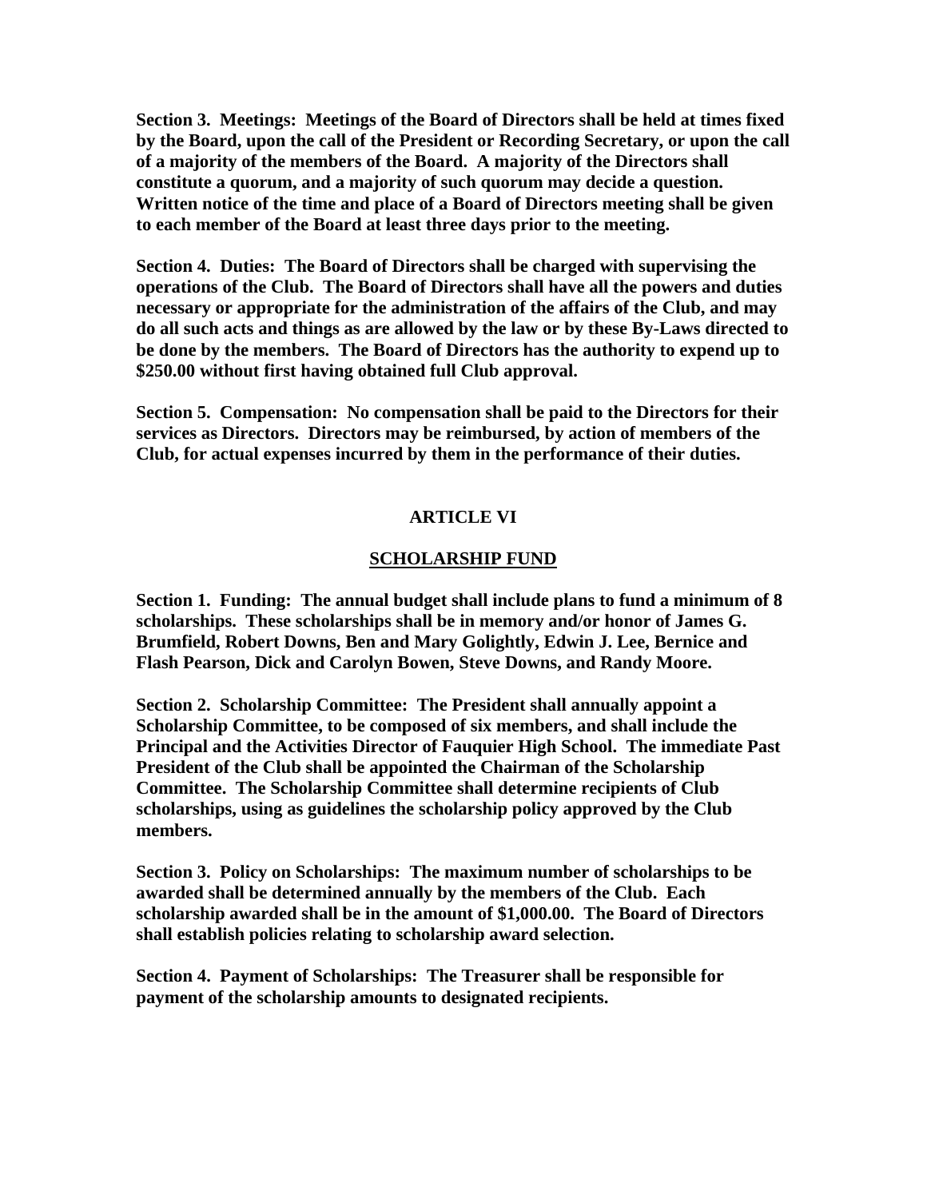**Section 3. Meetings: Meetings of the Board of Directors shall be held at times fixed by the Board, upon the call of the President or Recording Secretary, or upon the call of a majority of the members of the Board. A majority of the Directors shall constitute a quorum, and a majority of such quorum may decide a question. Written notice of the time and place of a Board of Directors meeting shall be given to each member of the Board at least three days prior to the meeting.**

**Section 4. Duties: The Board of Directors shall be charged with supervising the operations of the Club. The Board of Directors shall have all the powers and duties necessary or appropriate for the administration of the affairs of the Club, and may do all such acts and things as are allowed by the law or by these By-Laws directed to be done by the members. The Board of Directors has the authority to expend up to $250.00 without first having obtained full Club approval.**

**Section 5. Compensation: No compensation shall be paid to the Directors for their services as Directors. Directors may be reimbursed, by action of members of the Club, for actual expenses incurred by them in the performance of their duties.**

## ARTICLE VI

## SCHOLARSHIP FUND

**Section 1. Funding: The annual budget shall include plans to fund a minimum of 8 scholarships. These scholarships shall be in memory and/or honor of James G. Brumfield, Robert Downs, Ben and Mary Golightly, Edwin J. Lee, Bernice and Flash Pearson, Dick and Carolyn Bowen, Steve Downs, and Randy Moore.**

**Section 2. Scholarship Committee: The President shall annually appoint a Scholarship Committee, to be composed of six members, and shall include the Principal and the Activities Director of Fauquier High School. The immediate Past President of the Club shall be appointed the Chairman of the Scholarship Committee. The Scholarship Committee shall determine recipients of Club scholarships, using as guidelines the scholarship policy approved by the Club members.**

**Section 3. Policy on Scholarships: The maximum number of scholarships to be awarded shall be determined annually by the members of the Club. Each scholarship awarded shall be in the amount of $1,000.00. The Board of Directors shall establish policies relating to scholarship award selection.**

**Section 4. Payment of Scholarships: The Treasurer shall be responsible for payment of the scholarship amounts to designated recipients.**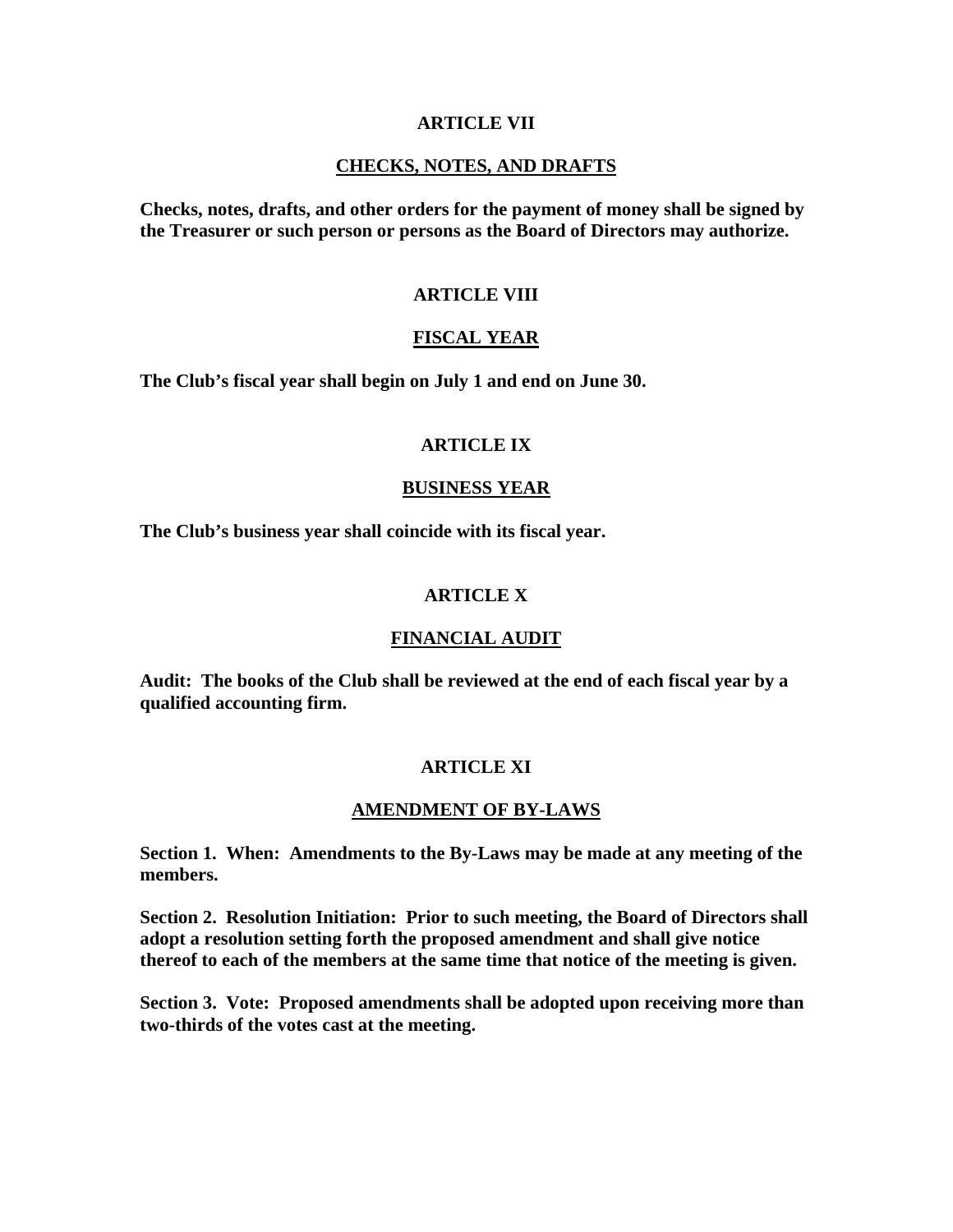## ARTICLE VII

## CHECKS, NOTES, AND DRAFTS

**Checks, notes, drafts, and other orders for the payment of money shall be signed by the Treasurer or such person or persons as the Board of Directors may authorize.**

## ARTICLE VIII

## FISCAL YEAR

**The Club's fiscal year shall begin on July 1 and end on June 30.**

## ARTICLE IX

## BUSINESS YEAR

**The Club's business year shall coincide with its fiscal year.**

## ARTICLE X

## FINANCIAL AUDIT

**Audit: The books of the Club shall be reviewed at the end of each fiscal year by a qualified accounting firm.**

## ARTICLE XI

## AMENDMENT OF BY-LAWS

**Section 1. When: Amendments to the By-Laws may be made at any meeting of the members.**

**Section 2. Resolution Initiation: Prior to such meeting, the Board of Directors shall adopt a resolution setting forth the proposed amendment and shall give notice thereof to each of the members at the same time that notice of the meeting is given.**

**Section 3. Vote: Proposed amendments shall be adopted upon receiving more than two-thirds of the votes cast at the meeting.**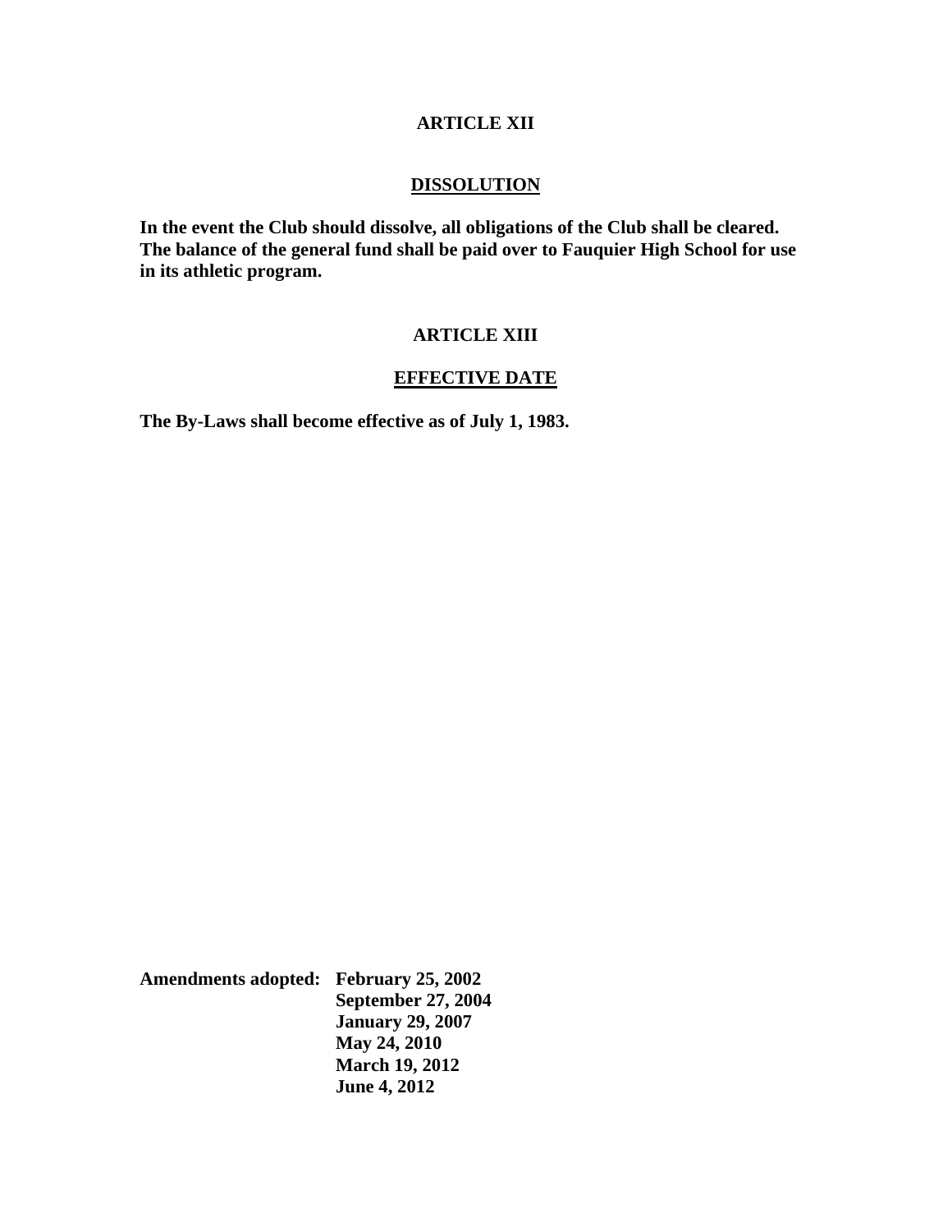## ARTICLE XII

## DISSOLUTION

**In the event the Club should dissolve, all obligations of the Club shall be cleared. The balance of the general fund shall be paid over to Fauquier High School for use in its athletic program.**

## ARTICLE XIII

## EFFECTIVE DATE

**The By-Laws shall become effective as of July 1, 1983.**

**Amendments adopted:** **February 25, 2002**
**September 27, 2004**
**January 29, 2007**
**May 24, 2010**
**March 19, 2012**
**June 4, 2012**